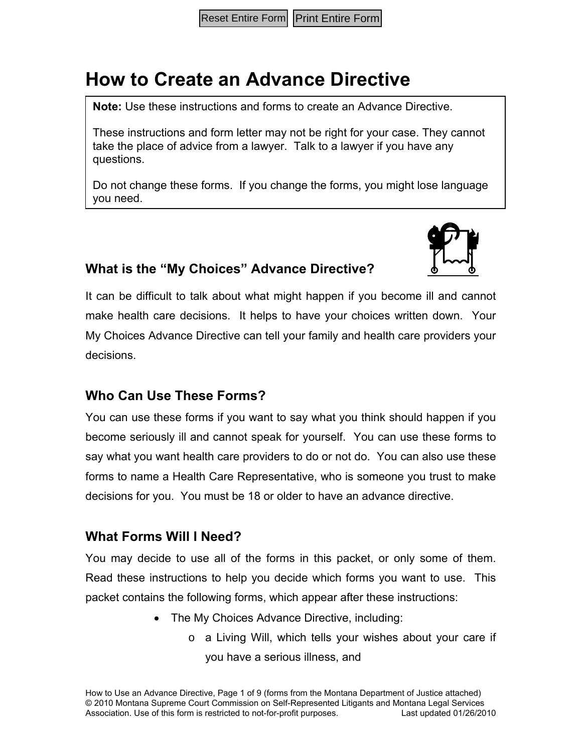# How to Create an Advance Directive

> **Note:** Use these instructions and forms to create an Advance Directive.
>
> These instructions and form letter may not be right for your case. They cannot take the place of advice from a lawyer. Talk to a lawyer if you have any questions.
>
> Do not change these forms. If you change the forms, you might lose language you need.

## What is the "My Choices" Advance Directive?

It can be difficult to talk about what might happen if you become ill and cannot make health care decisions. It helps to have your choices written down. Your My Choices Advance Directive can tell your family and health care providers your decisions.

## Who Can Use These Forms?

You can use these forms if you want to say what you think should happen if you become seriously ill and cannot speak for yourself. You can use these forms to say what you want health care providers to do or not do. You can also use these forms to name a Health Care Representative, who is someone you trust to make decisions for you. You must be 18 or older to have an advance directive.

## What Forms Will I Need?

You may decide to use all of the forms in this packet, or only some of them. Read these instructions to help you decide which forms you want to use. This packet contains the following forms, which appear after these instructions:

- The My Choices Advance Directive, including:
  - a Living Will, which tells your wishes about your care if you have a serious illness, and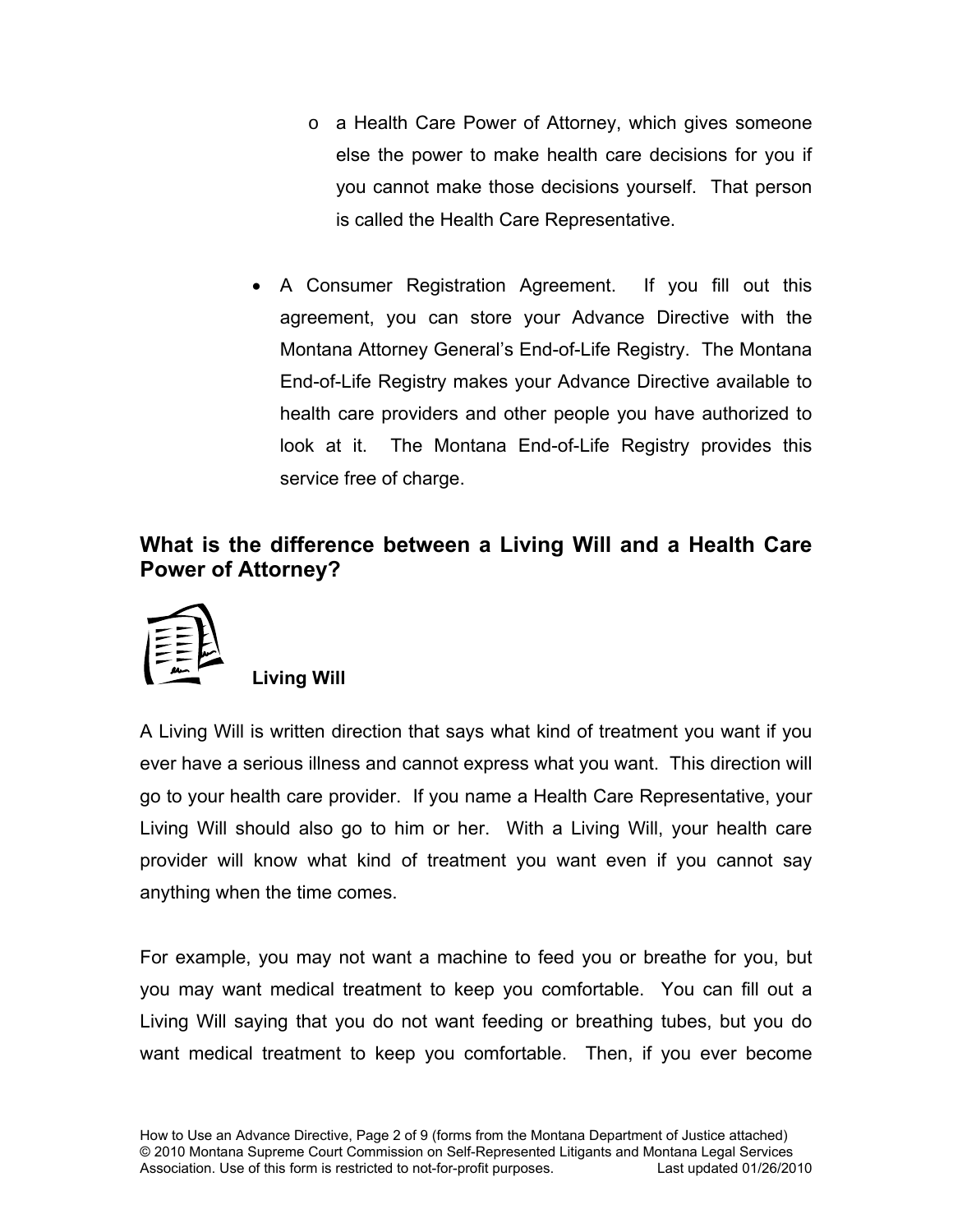- a Health Care Power of Attorney, which gives someone else the power to make health care decisions for you if you cannot make those decisions yourself. That person is called the Health Care Representative.

- A Consumer Registration Agreement. If you fill out this agreement, you can store your Advance Directive with the Montana Attorney General's End-of-Life Registry. The Montana End-of-Life Registry makes your Advance Directive available to health care providers and other people you have authorized to look at it. The Montana End-of-Life Registry provides this service free of charge.

## What is the difference between a Living Will and a Health Care Power of Attorney?

**Living Will**

A Living Will is written direction that says what kind of treatment you want if you ever have a serious illness and cannot express what you want. This direction will go to your health care provider. If you name a Health Care Representative, your Living Will should also go to him or her. With a Living Will, your health care provider will know what kind of treatment you want even if you cannot say anything when the time comes.

For example, you may not want a machine to feed you or breathe for you, but you may want medical treatment to keep you comfortable. You can fill out a Living Will saying that you do not want feeding or breathing tubes, but you do want medical treatment to keep you comfortable. Then, if you ever become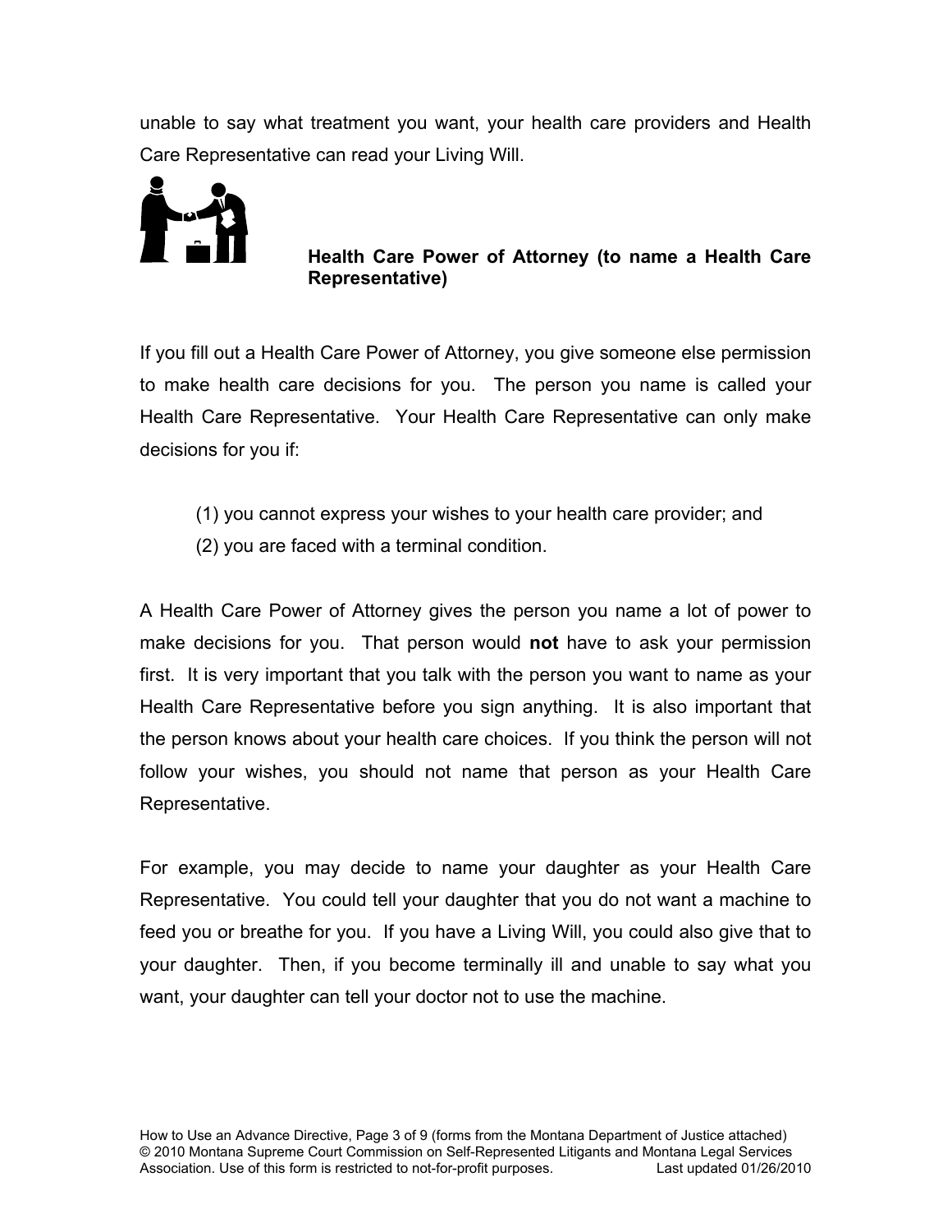unable to say what treatment you want, your health care providers and Health Care Representative can read your Living Will.

### Health Care Power of Attorney (to name a Health Care Representative)

If you fill out a Health Care Power of Attorney, you give someone else permission to make health care decisions for you. The person you name is called your Health Care Representative. Your Health Care Representative can only make decisions for you if:

(1) you cannot express your wishes to your health care provider; and
(2) you are faced with a terminal condition.

A Health Care Power of Attorney gives the person you name a lot of power to make decisions for you. That person would **not** have to ask your permission first. It is very important that you talk with the person you want to name as your Health Care Representative before you sign anything. It is also important that the person knows about your health care choices. If you think the person will not follow your wishes, you should not name that person as your Health Care Representative.

For example, you may decide to name your daughter as your Health Care Representative. You could tell your daughter that you do not want a machine to feed you or breathe for you. If you have a Living Will, you could also give that to your daughter. Then, if you become terminally ill and unable to say what you want, your daughter can tell your doctor not to use the machine.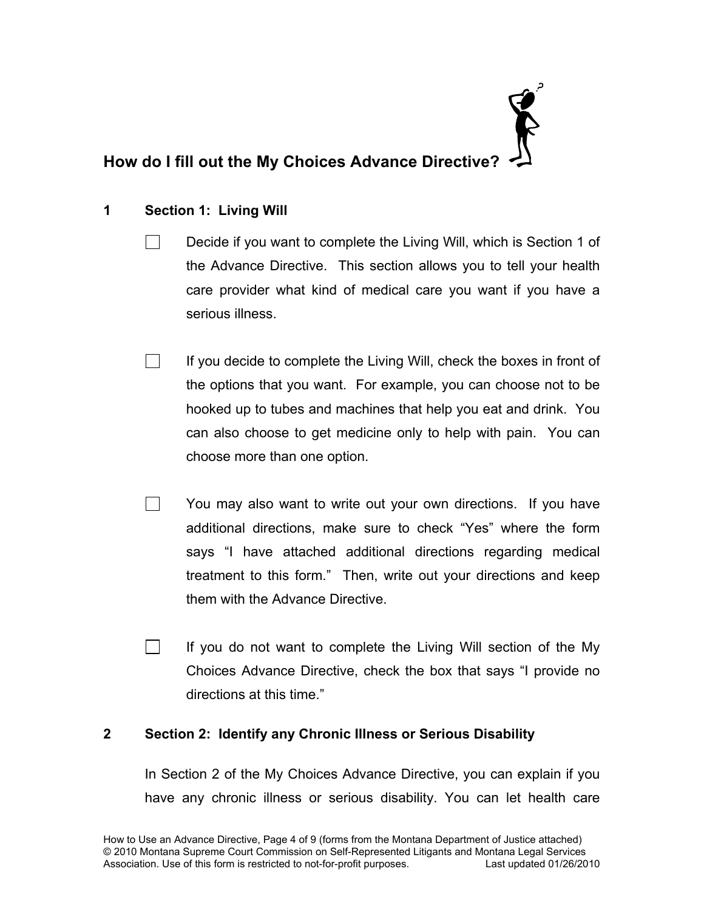## How do I fill out the My Choices Advance Directive?

### 1 Section 1: Living Will

- [ ] Decide if you want to complete the Living Will, which is Section 1 of the Advance Directive. This section allows you to tell your health care provider what kind of medical care you want if you have a serious illness.

- [ ] If you decide to complete the Living Will, check the boxes in front of the options that you want. For example, you can choose not to be hooked up to tubes and machines that help you eat and drink. You can also choose to get medicine only to help with pain. You can choose more than one option.

- [ ] You may also want to write out your own directions. If you have additional directions, make sure to check "Yes" where the form says "I have attached additional directions regarding medical treatment to this form." Then, write out your directions and keep them with the Advance Directive.

- [ ] If you do not want to complete the Living Will section of the My Choices Advance Directive, check the box that says "I provide no directions at this time."

### 2 Section 2: Identify any Chronic Illness or Serious Disability

In Section 2 of the My Choices Advance Directive, you can explain if you have any chronic illness or serious disability. You can let health care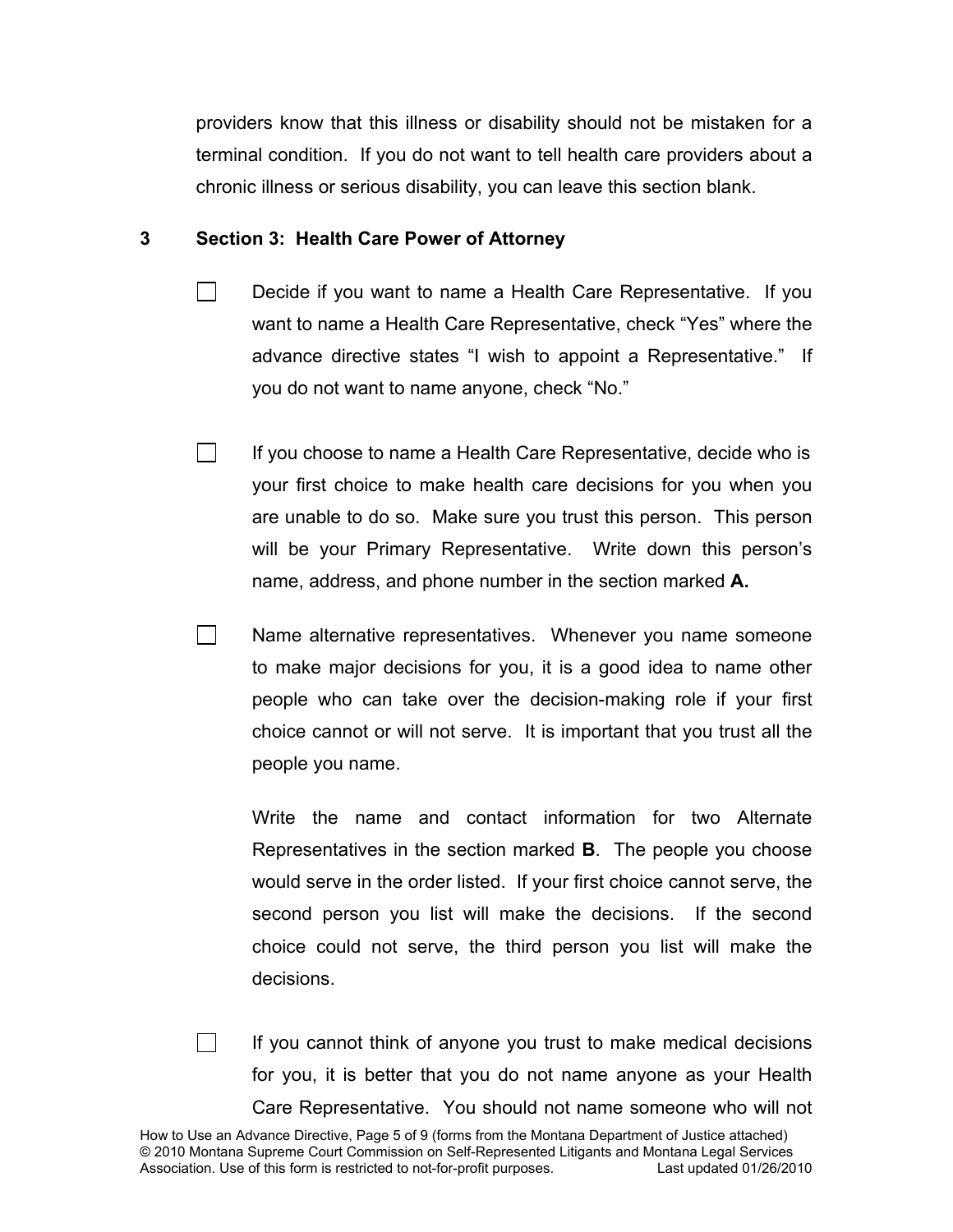providers know that this illness or disability should not be mistaken for a terminal condition. If you do not want to tell health care providers about a chronic illness or serious disability, you can leave this section blank.

### 3 Section 3: Health Care Power of Attorney

- [ ] Decide if you want to name a Health Care Representative. If you want to name a Health Care Representative, check "Yes" where the advance directive states "I wish to appoint a Representative." If you do not want to name anyone, check "No."

- [ ] If you choose to name a Health Care Representative, decide who is your first choice to make health care decisions for you when you are unable to do so. Make sure you trust this person. This person will be your Primary Representative. Write down this person's name, address, and phone number in the section marked **A.**

- [ ] Name alternative representatives. Whenever you name someone to make major decisions for you, it is a good idea to name other people who can take over the decision-making role if your first choice cannot or will not serve. It is important that you trust all the people you name.

  Write the name and contact information for two Alternate Representatives in the section marked **B**. The people you choose would serve in the order listed. If your first choice cannot serve, the second person you list will make the decisions. If the second choice could not serve, the third person you list will make the decisions.

- [ ] If you cannot think of anyone you trust to make medical decisions for you, it is better that you do not name anyone as your Health Care Representative. You should not name someone who will not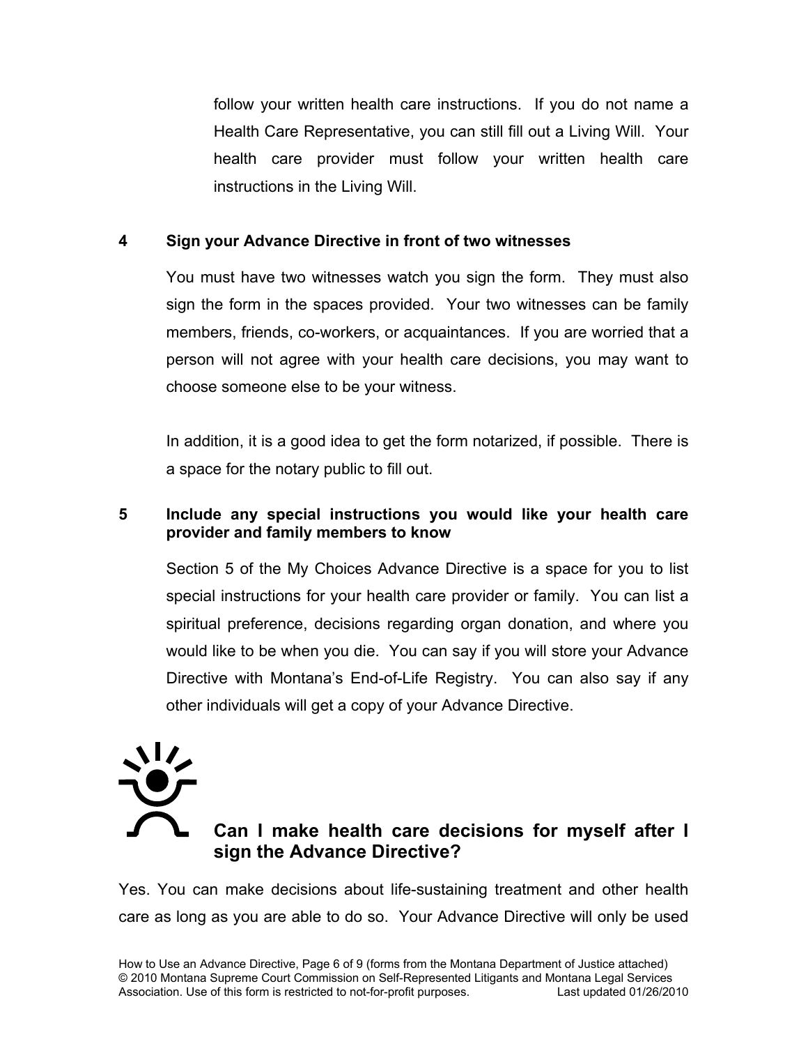follow your written health care instructions. If you do not name a Health Care Representative, you can still fill out a Living Will. Your health care provider must follow your written health care instructions in the Living Will.

**4 Sign your Advance Directive in front of two witnesses**

You must have two witnesses watch you sign the form. They must also sign the form in the spaces provided. Your two witnesses can be family members, friends, co-workers, or acquaintances. If you are worried that a person will not agree with your health care decisions, you may want to choose someone else to be your witness.

In addition, it is a good idea to get the form notarized, if possible. There is a space for the notary public to fill out.

**5 Include any special instructions you would like your health care provider and family members to know**

Section 5 of the My Choices Advance Directive is a space for you to list special instructions for your health care provider or family. You can list a spiritual preference, decisions regarding organ donation, and where you would like to be when you die. You can say if you will store your Advance Directive with Montana's End-of-Life Registry. You can also say if any other individuals will get a copy of your Advance Directive.

## Can I make health care decisions for myself after I sign the Advance Directive?

Yes. You can make decisions about life-sustaining treatment and other health care as long as you are able to do so. Your Advance Directive will only be used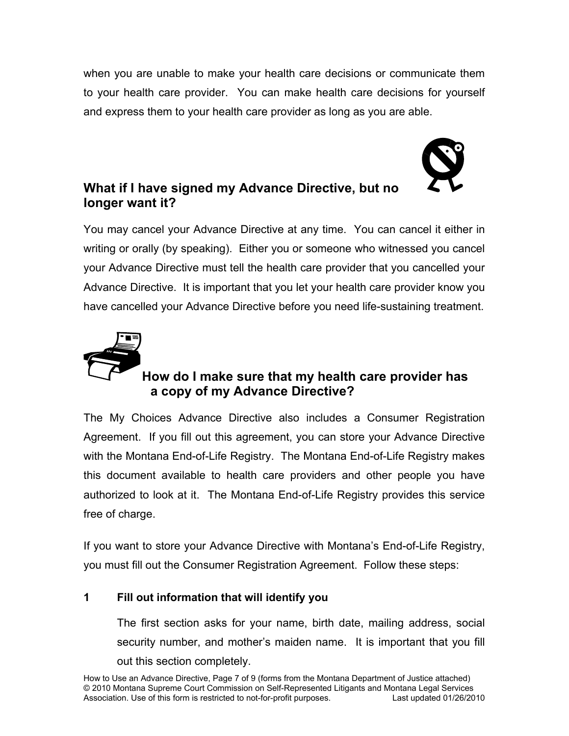when you are unable to make your health care decisions or communicate them to your health care provider. You can make health care decisions for yourself and express them to your health care provider as long as you are able.

### What if I have signed my Advance Directive, but no longer want it?

You may cancel your Advance Directive at any time. You can cancel it either in writing or orally (by speaking). Either you or someone who witnessed you cancel your Advance Directive must tell the health care provider that you cancelled your Advance Directive. It is important that you let your health care provider know you have cancelled your Advance Directive before you need life-sustaining treatment.

### How do I make sure that my health care provider has a copy of my Advance Directive?

The My Choices Advance Directive also includes a Consumer Registration Agreement. If you fill out this agreement, you can store your Advance Directive with the Montana End-of-Life Registry. The Montana End-of-Life Registry makes this document available to health care providers and other people you have authorized to look at it. The Montana End-of-Life Registry provides this service free of charge.

If you want to store your Advance Directive with Montana's End-of-Life Registry, you must fill out the Consumer Registration Agreement. Follow these steps:

**1 Fill out information that will identify you**

The first section asks for your name, birth date, mailing address, social security number, and mother's maiden name. It is important that you fill out this section completely.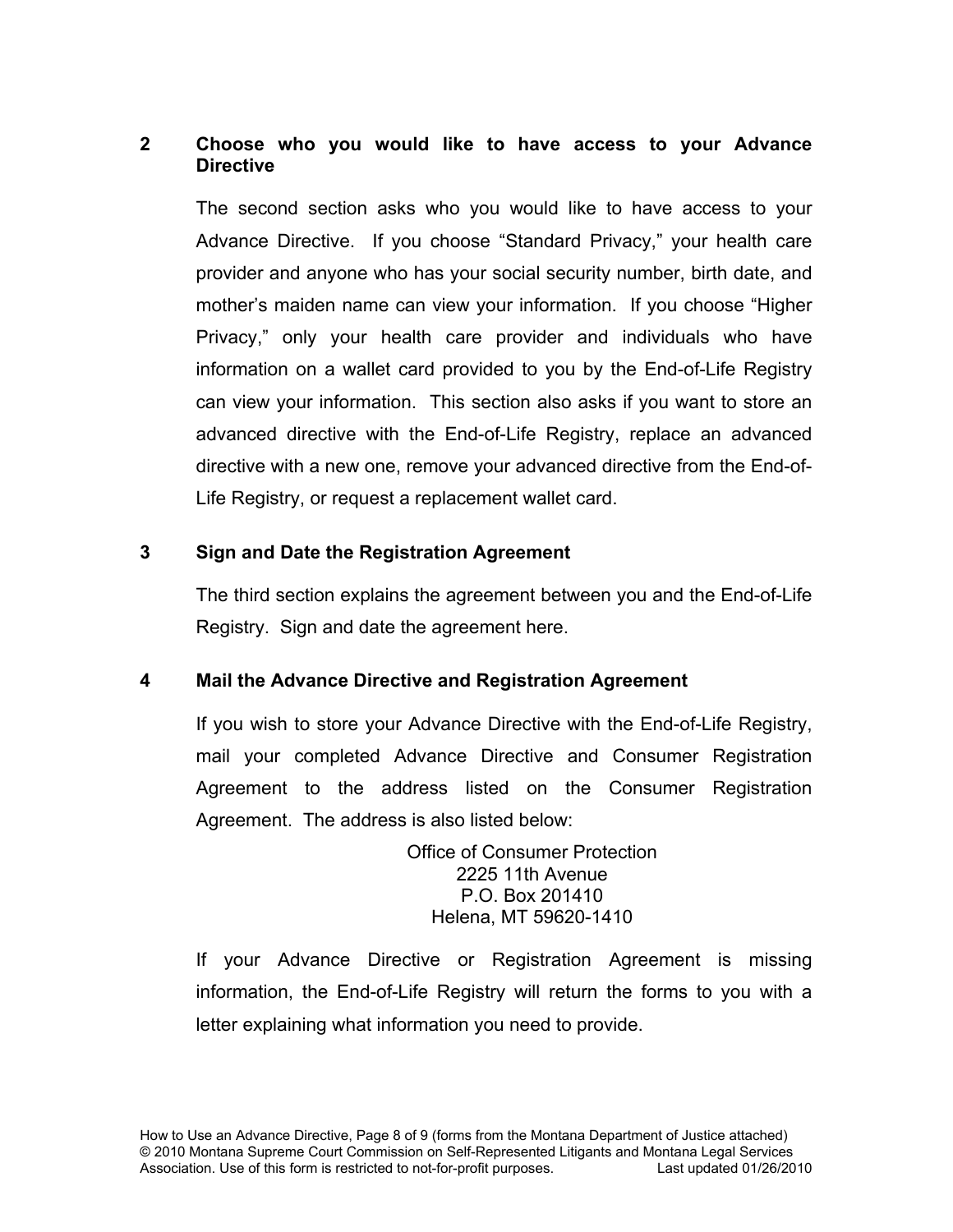## 2 Choose who you would like to have access to your Advance Directive

The second section asks who you would like to have access to your Advance Directive. If you choose "Standard Privacy," your health care provider and anyone who has your social security number, birth date, and mother's maiden name can view your information. If you choose "Higher Privacy," only your health care provider and individuals who have information on a wallet card provided to you by the End-of-Life Registry can view your information. This section also asks if you want to store an advanced directive with the End-of-Life Registry, replace an advanced directive with a new one, remove your advanced directive from the End-of-Life Registry, or request a replacement wallet card.

## 3 Sign and Date the Registration Agreement

The third section explains the agreement between you and the End-of-Life Registry. Sign and date the agreement here.

## 4 Mail the Advance Directive and Registration Agreement

If you wish to store your Advance Directive with the End-of-Life Registry, mail your completed Advance Directive and Consumer Registration Agreement to the address listed on the Consumer Registration Agreement. The address is also listed below:

Office of Consumer Protection
2225 11th Avenue
P.O. Box 201410
Helena, MT 59620-1410

If your Advance Directive or Registration Agreement is missing information, the End-of-Life Registry will return the forms to you with a letter explaining what information you need to provide.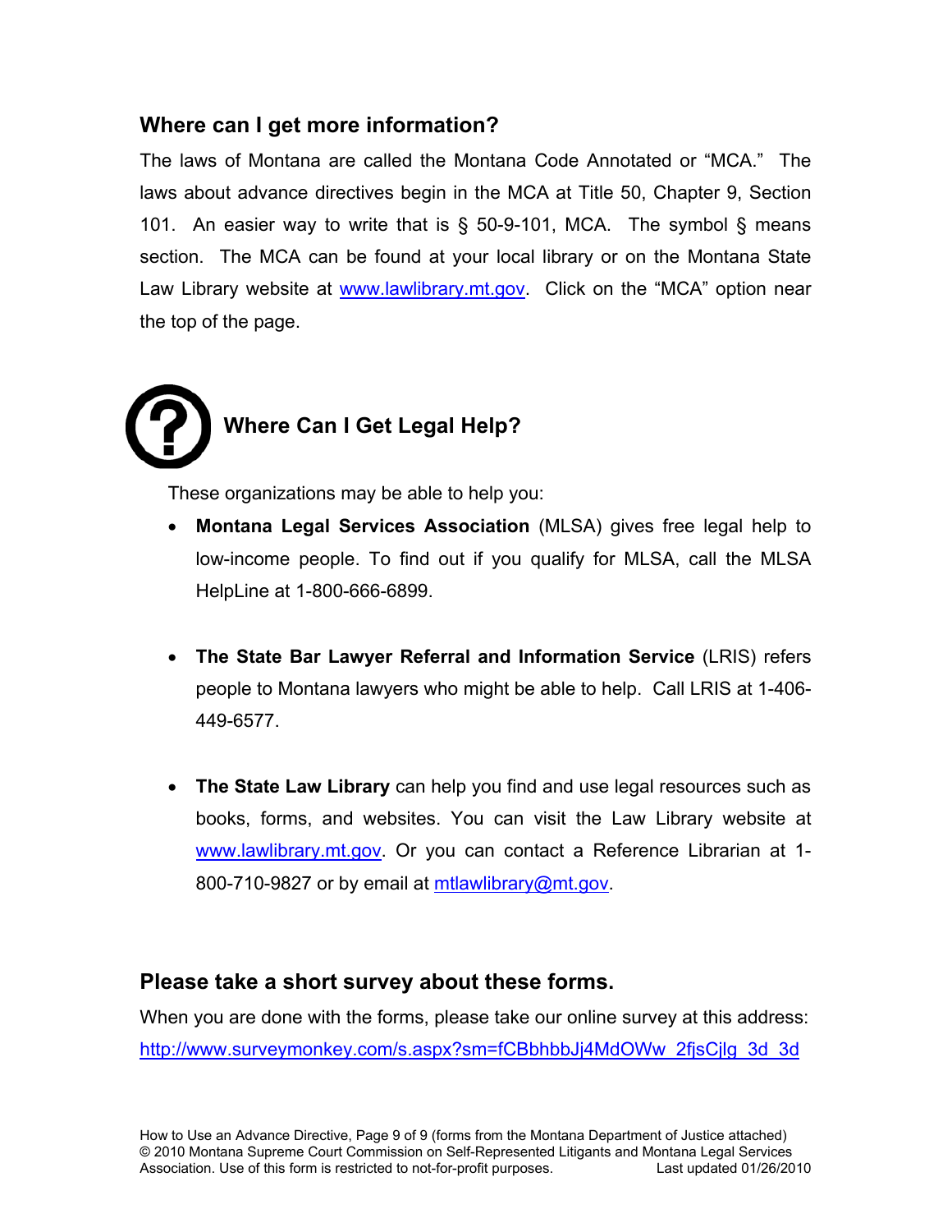## Where can I get more information?

The laws of Montana are called the Montana Code Annotated or "MCA." The laws about advance directives begin in the MCA at Title 50, Chapter 9, Section 101. An easier way to write that is § 50-9-101, MCA. The symbol § means section. The MCA can be found at your local library or on the Montana State Law Library website at www.lawlibrary.mt.gov. Click on the "MCA" option near the top of the page.

## Where Can I Get Legal Help?

These organizations may be able to help you:

- **Montana Legal Services Association** (MLSA) gives free legal help to low-income people. To find out if you qualify for MLSA, call the MLSA HelpLine at 1-800-666-6899.

- **The State Bar Lawyer Referral and Information Service** (LRIS) refers people to Montana lawyers who might be able to help. Call LRIS at 1-406-449-6577.

- **The State Law Library** can help you find and use legal resources such as books, forms, and websites. You can visit the Law Library website at www.lawlibrary.mt.gov. Or you can contact a Reference Librarian at 1-800-710-9827 or by email at mtlawlibrary@mt.gov.

## Please take a short survey about these forms.

When you are done with the forms, please take our online survey at this address: http://www.surveymonkey.com/s.aspx?sm=fCBbhbbJj4MdOWw_2fjsCjlg_3d_3d

How to Use an Advance Directive, Page 9 of 9 (forms from the Montana Department of Justice attached)
© 2010 Montana Supreme Court Commission on Self-Represented Litigants and Montana Legal Services Association. Use of this form is restricted to not-for-profit purposes. Last updated 01/26/2010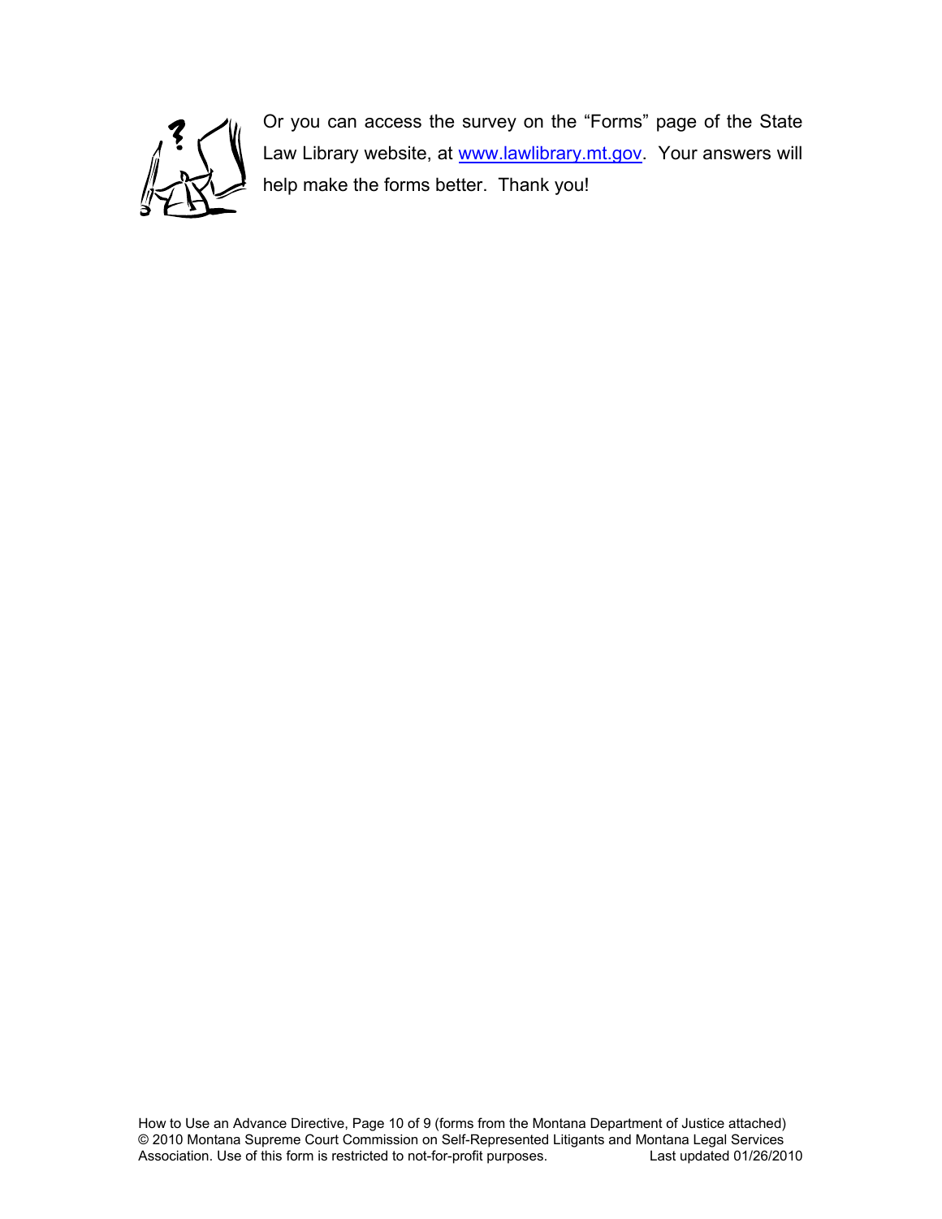Or you can access the survey on the “Forms” page of the State Law Library website, at [www.lawlibrary.mt.gov](http://www.lawlibrary.mt.gov). Your answers will help make the forms better. Thank you!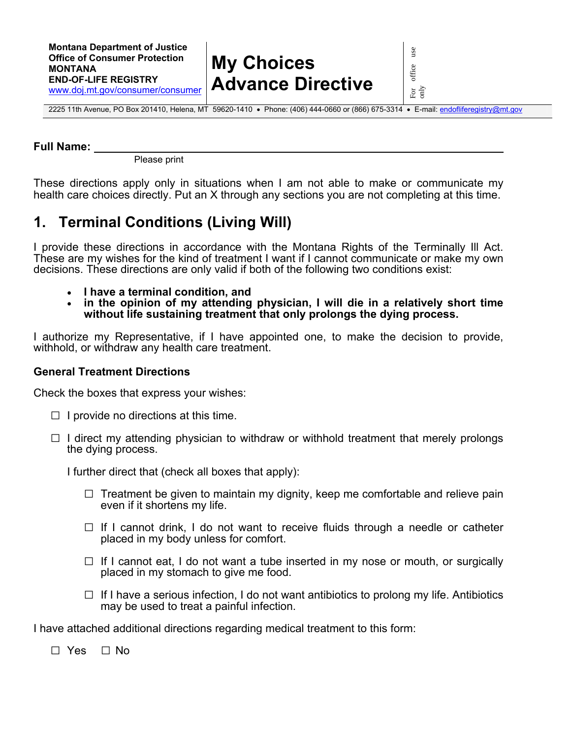**Montana Department of Justice**
**Office of Consumer Protection**
**MONTANA**
**END-OF-LIFE REGISTRY**
www.doj.mt.gov/consumer/consumer

# My Choices Advance Directive

For office use only

2225 11th Avenue, PO Box 201410, Helena, MT 59620-1410 • Phone: (406) 444-0660 or (866) 675-3314 • E-mail: endofliferegistry@mt.gov

**Full Name:** ______________________________________________

Please print

These directions apply only in situations when I am not able to make or communicate my health care choices directly. Put an X through any sections you are not completing at this time.

## 1. Terminal Conditions (Living Will)

I provide these directions in accordance with the Montana Rights of the Terminally Ill Act. These are my wishes for the kind of treatment I want if I cannot communicate or make my own decisions. These directions are only valid if both of the following two conditions exist:

- **I have a terminal condition, and**
- **in the opinion of my attending physician, I will die in a relatively short time without life sustaining treatment that only prolongs the dying process.**

I authorize my Representative, if I have appointed one, to make the decision to provide, withhold, or withdraw any health care treatment.

### General Treatment Directions

Check the boxes that express your wishes:

☐ I provide no directions at this time.

☐ I direct my attending physician to withdraw or withhold treatment that merely prolongs the dying process.

I further direct that (check all boxes that apply):

☐ Treatment be given to maintain my dignity, keep me comfortable and relieve pain even if it shortens my life.

☐ If I cannot drink, I do not want to receive fluids through a needle or catheter placed in my body unless for comfort.

☐ If I cannot eat, I do not want a tube inserted in my nose or mouth, or surgically placed in my stomach to give me food.

☐ If I have a serious infection, I do not want antibiotics to prolong my life. Antibiotics may be used to treat a painful infection.

I have attached additional directions regarding medical treatment to this form:

☐ Yes ☐ No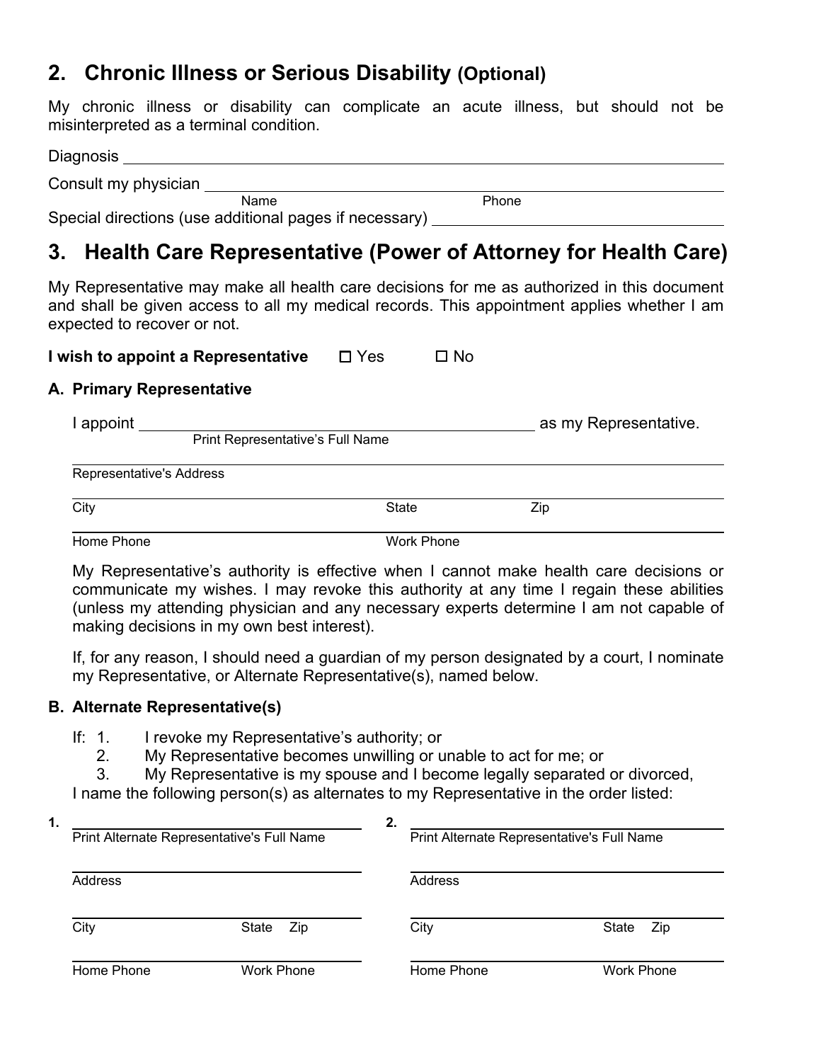## 2. Chronic Illness or Serious Disability (Optional)

My chronic illness or disability can complicate an acute illness, but should not be misinterpreted as a terminal condition.

Diagnosis ______________________________________________

Consult my physician ______________________________________________
Name Phone

Special directions (use additional pages if necessary) ______________________________

## 3. Health Care Representative (Power of Attorney for Health Care)

My Representative may make all health care decisions for me as authorized in this document and shall be given access to all my medical records. This appointment applies whether I am expected to recover or not.

**I wish to appoint a Representative** ☐ Yes ☐ No

### A. Primary Representative

I appoint ______________________________________________ as my Representative.
Print Representative's Full Name

______________________________________________
Representative's Address

______________________________________________
City State Zip

______________________________________________
Home Phone Work Phone

My Representative's authority is effective when I cannot make health care decisions or communicate my wishes. I may revoke this authority at any time I regain these abilities (unless my attending physician and any necessary experts determine I am not capable of making decisions in my own best interest).

If, for any reason, I should need a guardian of my person designated by a court, I nominate my Representative, or Alternate Representative(s), named below.

### B. Alternate Representative(s)

If: 1. I revoke my Representative's authority; or
2. My Representative becomes unwilling or unable to act for me; or
3. My Representative is my spouse and I become legally separated or divorced,

I name the following person(s) as alternates to my Representative in the order listed:

**1.** ______________________________________________
Print Alternate Representative's Full Name

______________________________________________
Address

______________________________________________
City State Zip

______________________________________________
Home Phone Work Phone

**2.** ______________________________________________
Print Alternate Representative's Full Name

______________________________________________
Address

______________________________________________
City State Zip

______________________________________________
Home Phone Work Phone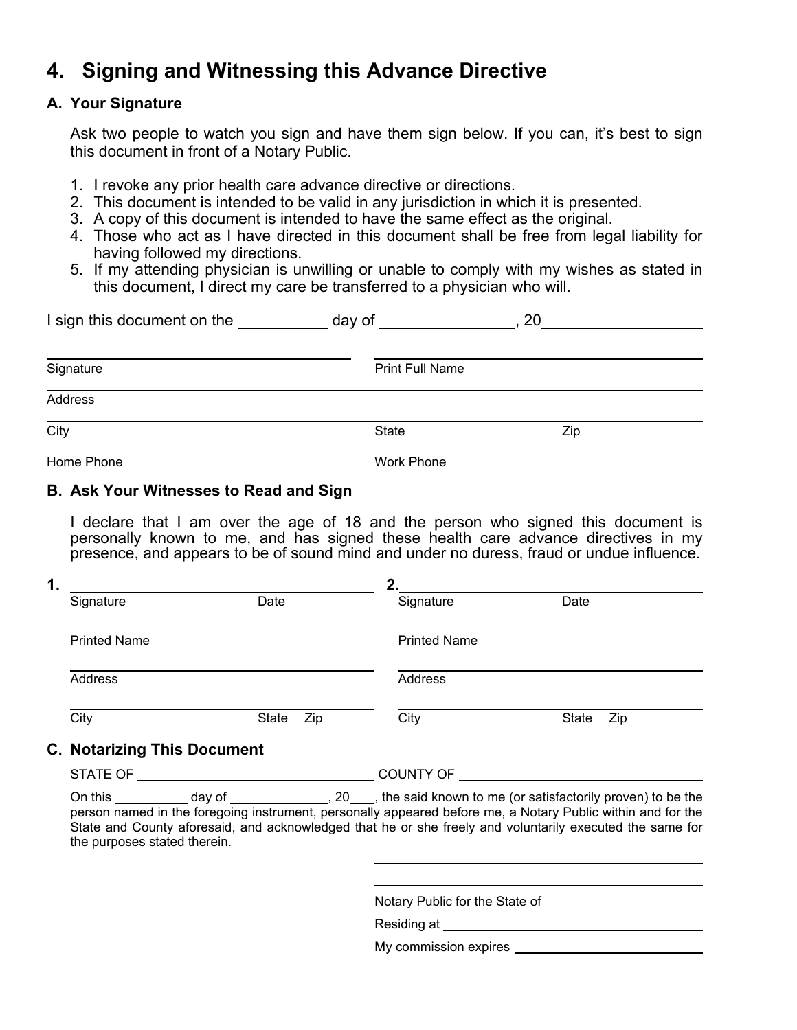## 4. Signing and Witnessing this Advance Directive

### A. Your Signature

Ask two people to watch you sign and have them sign below. If you can, it's best to sign this document in front of a Notary Public.

1. I revoke any prior health care advance directive or directions.
2. This document is intended to be valid in any jurisdiction in which it is presented.
3. A copy of this document is intended to have the same effect as the original.
4. Those who act as I have directed in this document shall be free from legal liability for having followed my directions.
5. If my attending physician is unwilling or unable to comply with my wishes as stated in this document, I direct my care be transferred to a physician who will.

I sign this document on the __________ day of _______________, 20_________________

_______________________________ Signature

_______________________________ Print Full Name

_______________________________ Address

_______________________________ City

_______________________________ State

_______________________________ Zip

_______________________________ Home Phone

_______________________________ Work Phone

### B. Ask Your Witnesses to Read and Sign

I declare that I am over the age of 18 and the person who signed this document is personally known to me, and has signed these health care advance directives in my presence, and appears to be of sound mind and under no duress, fraud or undue influence.

**1.** _______________________________

Signature / Date

_______________________________ Printed Name

_______________________________ Address

_______________________________ City / State / Zip

**2.** _______________________________

Signature / Date

_______________________________ Printed Name

_______________________________ Address

_______________________________ City / State / Zip

### C. Notarizing This Document

STATE OF _______________________________ COUNTY OF _______________________________

On this _________ day of _____________, 20___, the said known to me (or satisfactorily proven) to be the person named in the foregoing instrument, personally appeared before me, a Notary Public within and for the State and County aforesaid, and acknowledged that he or she freely and voluntarily executed the same for the purposes stated therein.

_______________________________

_______________________________

Notary Public for the State of _______________________

Residing at _______________________________

My commission expires _______________________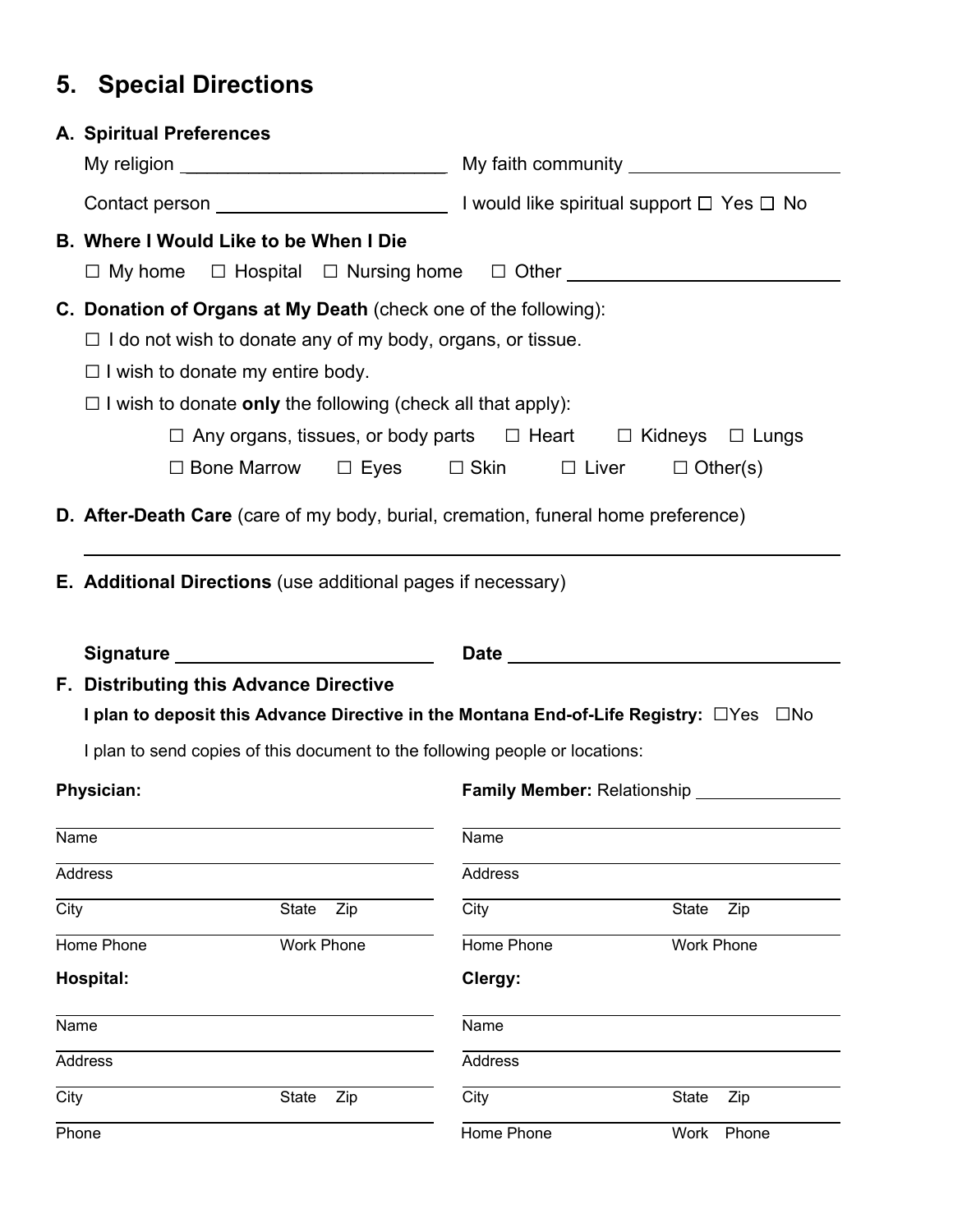## 5. Special Directions

**A. Spiritual Preferences**

My religion ___________________________ My faith community ______________________

Contact person ________________________ I would like spiritual support ☐ Yes ☐ No

**B. Where I Would Like to be When I Die**

☐ My home ☐ Hospital ☐ Nursing home ☐ Other ______________________________

**C. Donation of Organs at My Death** (check one of the following):

☐ I do not wish to donate any of my body, organs, or tissue.

☐ I wish to donate my entire body.

☐ I wish to donate **only** the following (check all that apply):

☐ Any organs, tissues, or body parts ☐ Heart ☐ Kidneys ☐ Lungs

☐ Bone Marrow ☐ Eyes ☐ Skin ☐ Liver ☐ Other(s)

**D. After-Death Care** (care of my body, burial, cremation, funeral home preference)

______________________________________________________________________

**E. Additional Directions** (use additional pages if necessary)

**Signature** __________________________ **Date** ____________________________________

**F. Distributing this Advance Directive**

**I plan to deposit this Advance Directive in the Montana End-of-Life Registry:** ☐Yes ☐No

I plan to send copies of this document to the following people or locations:

**Physician:**

Name

Address

City State Zip

Home Phone Work Phone

**Family Member:** Relationship _______________

Name

Address

City State Zip

Home Phone Work Phone

**Hospital:**

Name

Address

City State Zip

Phone

**Clergy:**

Name

Address

City State Zip

Home Phone Work Phone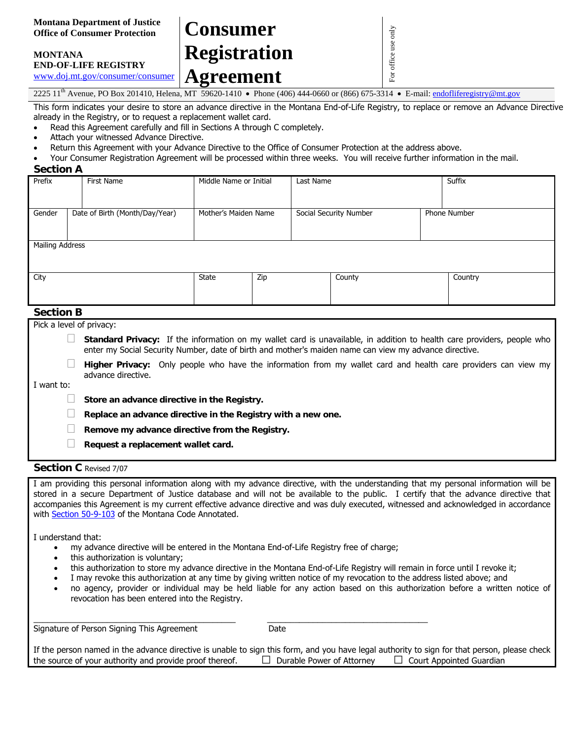**Montana Department of Justice**
**Office of Consumer Protection**

**MONTANA**
**END-OF-LIFE REGISTRY**
www.doj.mt.gov/consumer/consumer

# Consumer Registration Agreement

For office use only

2225 11th Avenue, PO Box 201410, Helena, MT 59620-1410 • Phone (406) 444-0660 or (866) 675-3314 • E-mail: endofliferegistry@mt.gov

This form indicates your desire to store an advance directive in the Montana End-of-Life Registry, to replace or remove an Advance Directive already in the Registry, or to request a replacement wallet card.

- Read this Agreement carefully and fill in Sections A through C completely.
- Attach your witnessed Advance Directive.
- Return this Agreement with your Advance Directive to the Office of Consumer Protection at the address above.
- Your Consumer Registration Agreement will be processed within three weeks. You will receive further information in the mail.

## Section A

| Prefix | First Name | Middle Name or Initial | Last Name | Suffix |
|---|---|---|---|---|
| | | | | |

| Gender | Date of Birth (Month/Day/Year) | Mother's Maiden Name | Social Security Number | Phone Number |
|---|---|---|---|---|
| | | | | |

| Mailing Address |
|---|
| |

| City | State | Zip | County | Country |
|---|---|---|---|---|
| | | | | |

## Section B

Pick a level of privacy:

☐ **Standard Privacy:** If the information on my wallet card is unavailable, in addition to health care providers, people who enter my Social Security Number, date of birth and mother's maiden name can view my advance directive.

☐ **Higher Privacy:** Only people who have the information from my wallet card and health care providers can view my advance directive.

I want to:

☐ **Store an advance directive in the Registry.**

☐ **Replace an advance directive in the Registry with a new one.**

☐ **Remove my advance directive from the Registry.**

☐ **Request a replacement wallet card.**

## Section C Revised 7/07

I am providing this personal information along with my advance directive, with the understanding that my personal information will be stored in a secure Department of Justice database and will not be available to the public. I certify that the advance directive that accompanies this Agreement is my current effective advance directive and was duly executed, witnessed and acknowledged in accordance with Section 50-9-103 of the Montana Code Annotated.

I understand that:

- my advance directive will be entered in the Montana End-of-Life Registry free of charge;
- this authorization is voluntary;
- this authorization to store my advance directive in the Montana End-of-Life Registry will remain in force until I revoke it;
- I may revoke this authorization at any time by giving written notice of my revocation to the address listed above; and
- no agency, provider or individual may be held liable for any action based on this authorization before a written notice of revocation has been entered into the Registry.

\_\_\_\_\_\_\_\_\_\_\_\_\_\_\_\_\_\_\_\_\_\_\_\_\_\_\_\_\_\_\_\_\_\_\_\_\_\_\_\_ \_\_\_\_\_\_\_\_\_\_\_\_\_\_\_\_\_\_\_\_\_\_\_\_\_\_\_\_\_\_\_\_

Signature of Person Signing This Agreement Date

If the person named in the advance directive is unable to sign this form, and you have legal authority to sign for that person, please check the source of your authority and provide proof thereof. ☐ Durable Power of Attorney ☐ Court Appointed Guardian